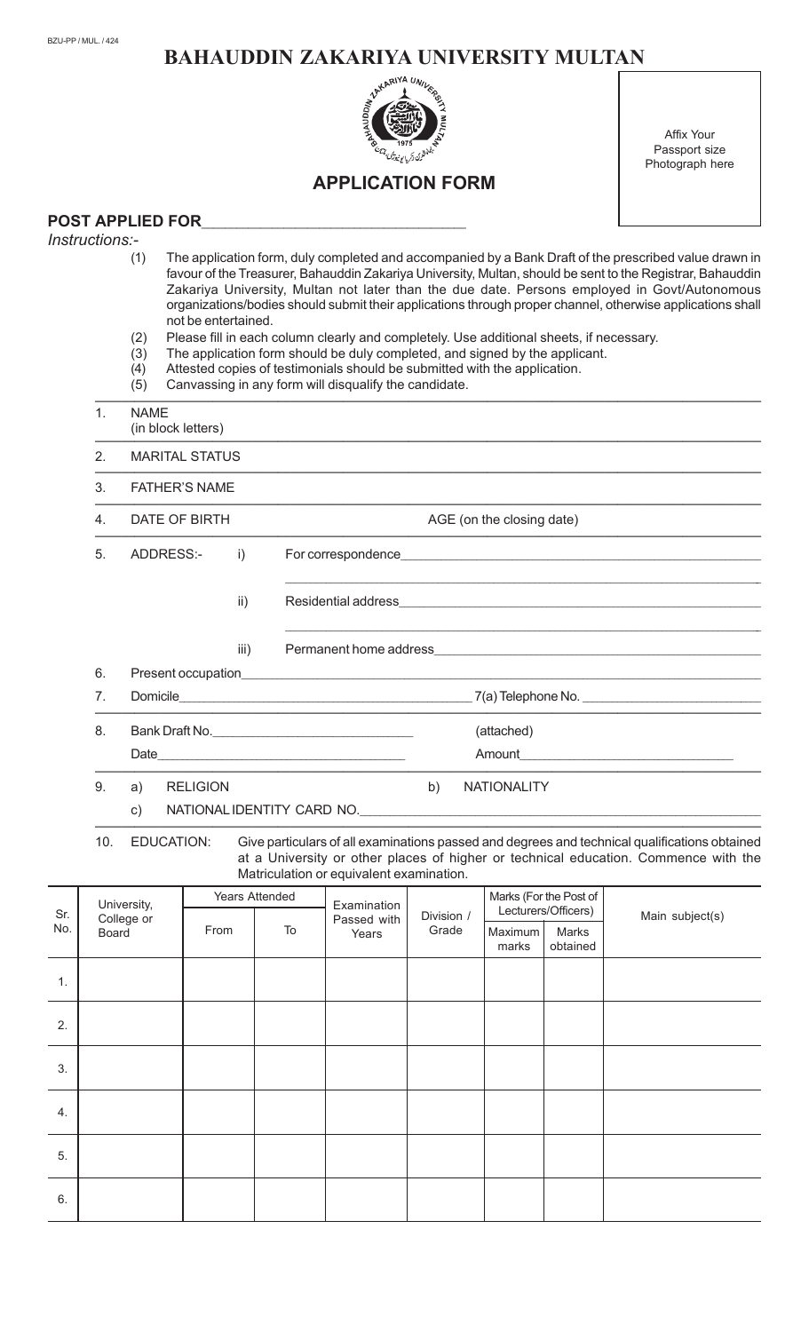BZU-PP / MUL. / 424

# BAHAUDDIN ZAKARIYA UNIVERSITY MULTAN

Affix Your Passport size Photograph here

## APPLICATION FORM

**POST APPLIED FOR**______________________________

*Instructions:-*

(1) The application form, duly completed and accompanied by a Bank Draft of the prescribed value drawn in favour of the Treasurer, Bahauddin Zakariya University, Multan, should be sent to the Registrar, Bahauddin Zakariya University, Multan not later than the due date. Persons employed in Govt/Autonomous organizations/bodies should submit their applications through proper channel, otherwise applications shall not be entertained.

(2) Please fill in each column clearly and completely. Use additional sheets, if necessary.

(3) The application form should be duly completed, and signed by the applicant.

(4) Attested copies of testimonials should be submitted with the application.

(5) Canvassing in any form will disqualify the candidate.

1. NAME (in block letters)

2. MARITAL STATUS

3. FATHER'S NAME

4. DATE OF BIRTH                AGE (on the closing date)

5. ADDRESS:-
   i) For correspondence______________________________
   ______________________________
   ii) Residential address______________________________
   ______________________________
   iii) Permanent home address______________________________

6. Present occupation______________________________

7. Domicile______________________________ 7(a) Telephone No. ______________________________

8. Bank Draft No.______________________________ (attached)
   Date______________________________ Amount______________________________

9. a) RELIGION                b) NATIONALITY
   c) NATIONAL IDENTITY CARD NO.______________________________

10. EDUCATION: Give particulars of all examinations passed and degrees and technical qualifications obtained at a University or other places of higher or technical education. Commence with the Matriculation or equivalent examination.

| Sr. No. | University, College or Board | Years Attended | | Examination Passed with Years | Division / Grade | Marks (For the Post of Lecturers/Officers) | | Main subject(s) |
|---|---|---|---|---|---|---|---|---|
| | | From | To | | | Maximum marks | Marks obtained | |
| 1. | | | | | | | | |
| 2. | | | | | | | | |
| 3. | | | | | | | | |
| 4. | | | | | | | | |
| 5. | | | | | | | | |
| 6. | | | | | | | | |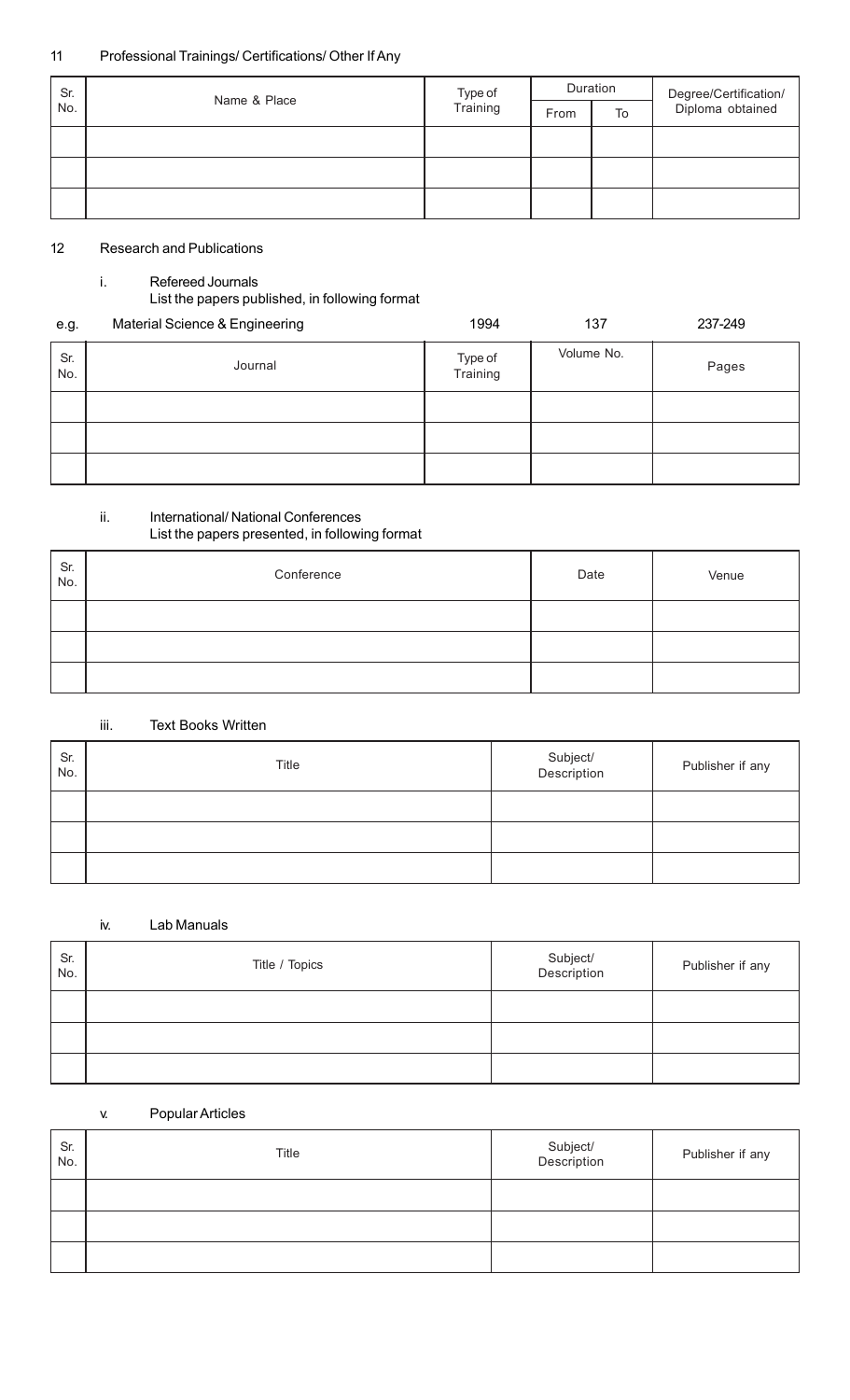## 11 Professional Trainings/ Certifications/ Other If Any

| Sr. No. | Name & Place | Type of Training | Duration | | Degree/Certification/ Diploma obtained |
|---|---|---|---|---|---|
| | | | From | To | |
| | | | | | |
| | | | | | |
| | | | | | |

## 12 Research and Publications

### i. Refereed Journals

List the papers published, in following format

| e.g. | Material Science & Engineering | 1994 | 137 | 237-249 |
|---|---|---|---|---|
| Sr. No. | Journal | Type of Training | Volume No. | Pages |
| | | | | |
| | | | | |
| | | | | |

### ii. International/ National Conferences

List the papers presented, in following format

| Sr. No. | Conference | Date | Venue |
|---|---|---|---|
| | | | |
| | | | |
| | | | |

### iii. Text Books Written

| Sr. No. | Title | Subject/ Description | Publisher if any |
|---|---|---|---|
| | | | |
| | | | |
| | | | |

### iv. Lab Manuals

| Sr. No. | Title / Topics | Subject/ Description | Publisher if any |
|---|---|---|---|
| | | | |
| | | | |
| | | | |

### v. Popular Articles

| Sr. No. | Title | Subject/ Description | Publisher if any |
|---|---|---|---|
| | | | |
| | | | |
| | | | |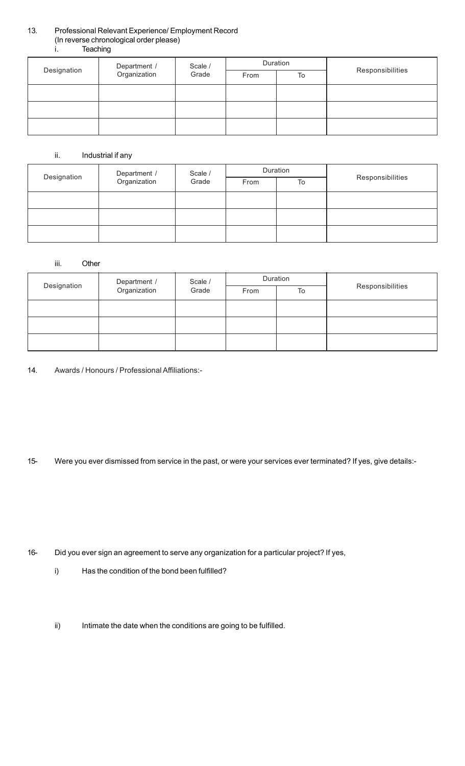13. Professional Relevant Experience/ Employment Record
(In reverse chronological order please)

i. Teaching

| Designation | Department / Organization | Scale / Grade | Duration | | Responsibilities |
|---|---|---|---|---|---|
| | | | From | To | |
| | | | | | |
| | | | | | |
| | | | | | |

ii. Industrial if any

| Designation | Department / Organization | Scale / Grade | Duration | | Responsibilities |
|---|---|---|---|---|---|
| | | | From | To | |
| | | | | | |
| | | | | | |
| | | | | | |

iii. Other

| Designation | Department / Organization | Scale / Grade | Duration | | Responsibilities |
|---|---|---|---|---|---|
| | | | From | To | |
| | | | | | |
| | | | | | |
| | | | | | |

14. Awards / Honours / Professional Affiliations:-

15- Were you ever dismissed from service in the past, or were your services ever terminated? If yes, give details:-

16- Did you ever sign an agreement to serve any organization for a particular project? If yes,

i) Has the condition of the bond been fulfilled?

ii) Intimate the date when the conditions are going to be fulfilled.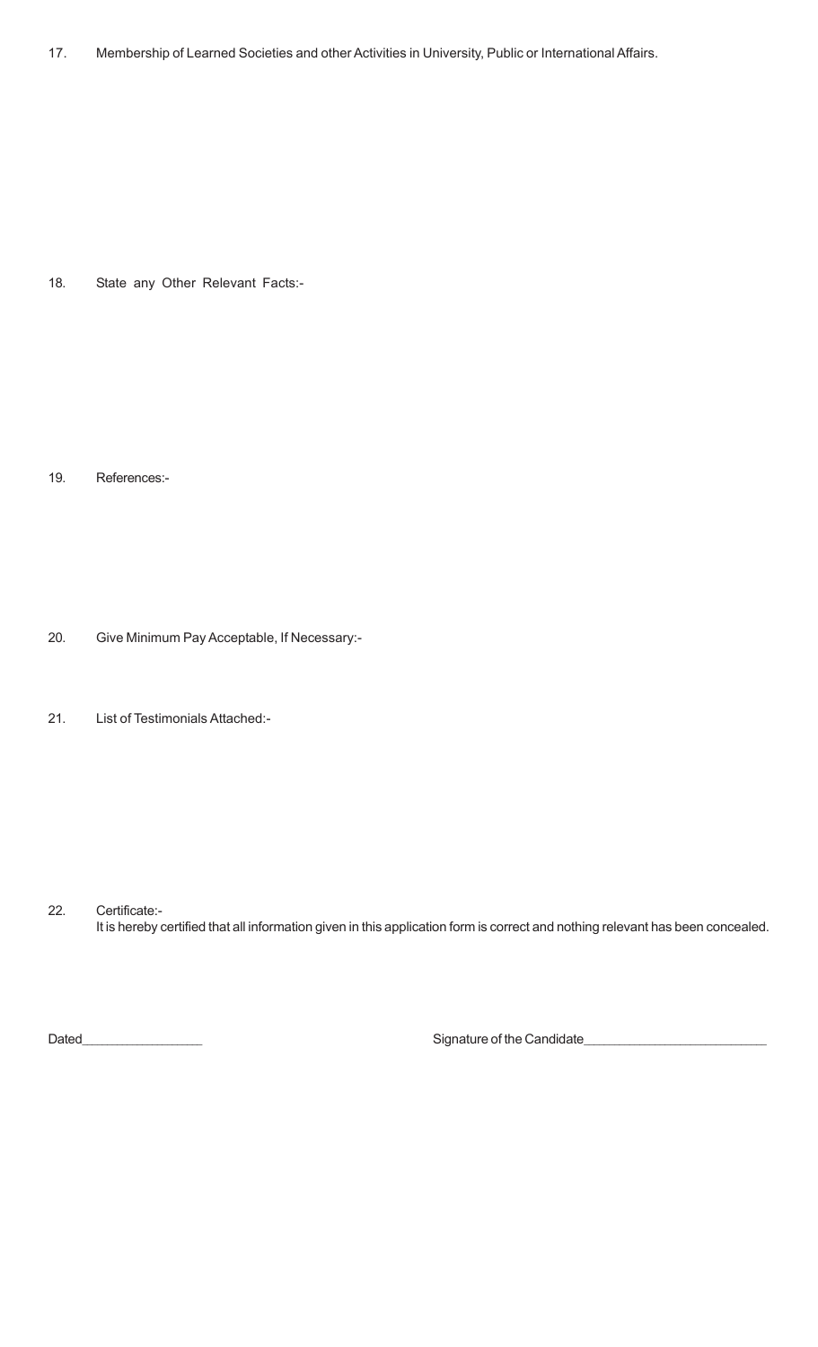17. Membership of Learned Societies and other Activities in University, Public or International Affairs.

18. State any Other Relevant Facts:-

19. References:-

20. Give Minimum Pay Acceptable, If Necessary:-

21. List of Testimonials Attached:-

22. Certificate:-
It is hereby certified that all information given in this application form is correct and nothing relevant has been concealed.

Dated_________________ Signature of the Candidate__________________________